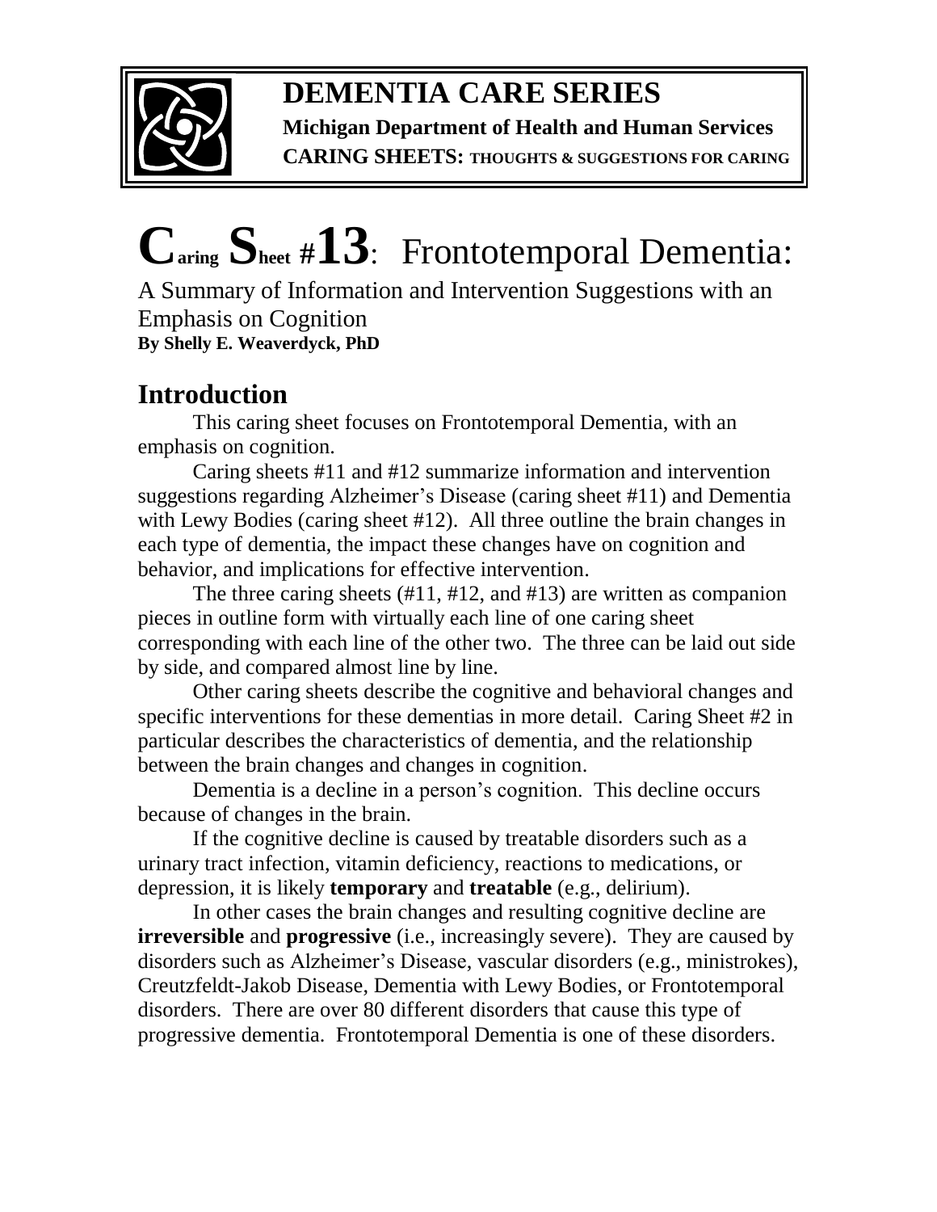**DEMENTIA CARE SERIES**

**Michigan Department of Health and Human Services**

**CARING SHEETS: THOUGHTS & SUGGESTIONS FOR CARING**

# Caring Sheet #13: Frontotemporal Dementia:

A Summary of Information and Intervention Suggestions with an Emphasis on Cognition

**By Shelly E. Weaverdyck, PhD**

## Introduction

This caring sheet focuses on Frontotemporal Dementia, with an emphasis on cognition.

Caring sheets #11 and #12 summarize information and intervention suggestions regarding Alzheimer's Disease (caring sheet #11) and Dementia with Lewy Bodies (caring sheet #12). All three outline the brain changes in each type of dementia, the impact these changes have on cognition and behavior, and implications for effective intervention.

The three caring sheets (#11, #12, and #13) are written as companion pieces in outline form with virtually each line of one caring sheet corresponding with each line of the other two. The three can be laid out side by side, and compared almost line by line.

Other caring sheets describe the cognitive and behavioral changes and specific interventions for these dementias in more detail. Caring Sheet #2 in particular describes the characteristics of dementia, and the relationship between the brain changes and changes in cognition.

Dementia is a decline in a person's cognition. This decline occurs because of changes in the brain.

If the cognitive decline is caused by treatable disorders such as a urinary tract infection, vitamin deficiency, reactions to medications, or depression, it is likely **temporary** and **treatable** (e.g., delirium).

In other cases the brain changes and resulting cognitive decline are **irreversible** and **progressive** (i.e., increasingly severe). They are caused by disorders such as Alzheimer's Disease, vascular disorders (e.g., ministrokes), Creutzfeldt-Jakob Disease, Dementia with Lewy Bodies, or Frontotemporal disorders. There are over 80 different disorders that cause this type of progressive dementia. Frontotemporal Dementia is one of these disorders.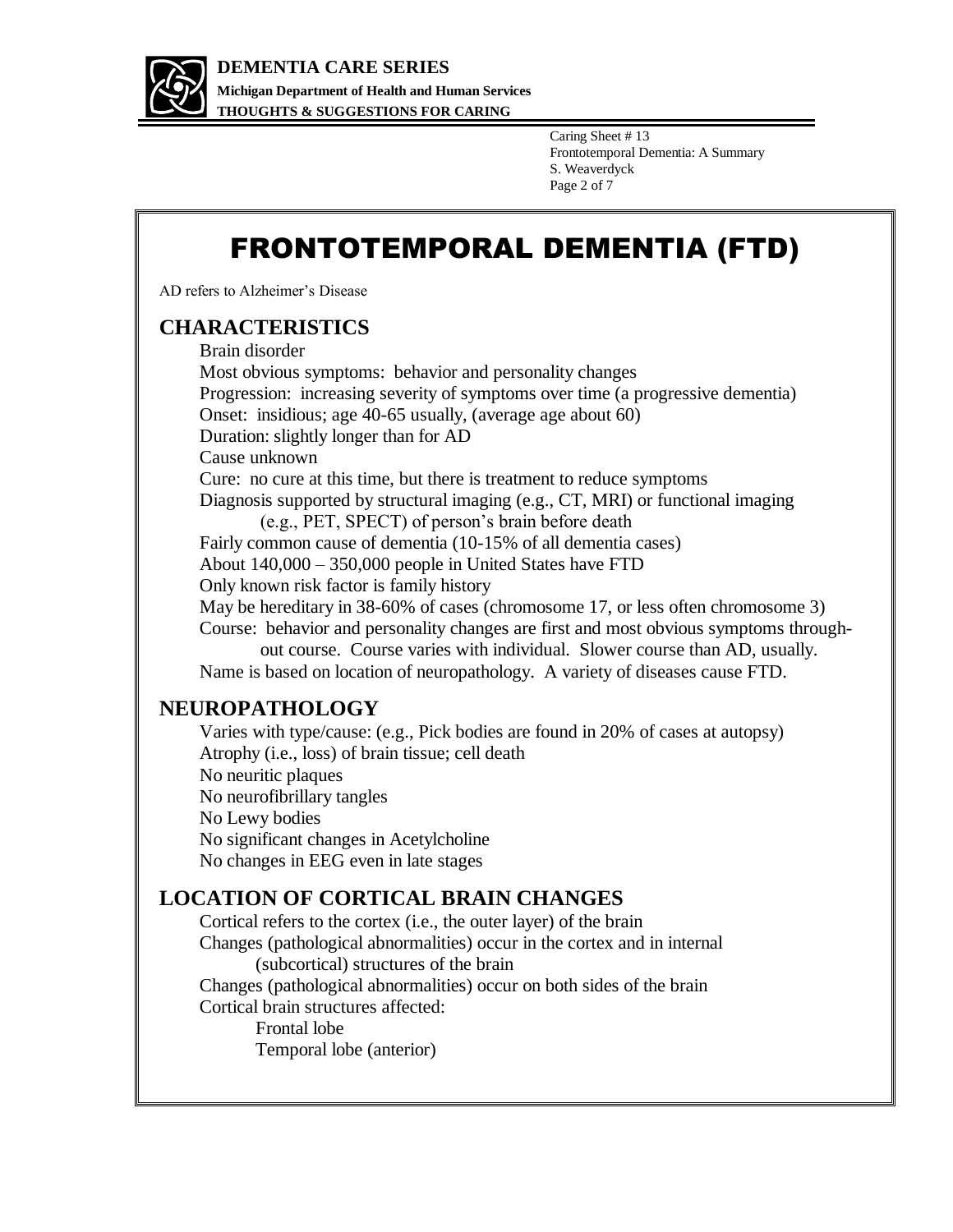# FRONTOTEMPORAL DEMENTIA (FTD)

AD refers to Alzheimer's Disease

## CHARACTERISTICS

Brain disorder
Most obvious symptoms: behavior and personality changes
Progression: increasing severity of symptoms over time (a progressive dementia)
Onset: insidious; age 40-65 usually, (average age about 60)
Duration: slightly longer than for AD
Cause unknown
Cure: no cure at this time, but there is treatment to reduce symptoms
Diagnosis supported by structural imaging (e.g., CT, MRI) or functional imaging (e.g., PET, SPECT) of person's brain before death
Fairly common cause of dementia (10-15% of all dementia cases)
About 140,000 – 350,000 people in United States have FTD
Only known risk factor is family history
May be hereditary in 38-60% of cases (chromosome 17, or less often chromosome 3)
Course: behavior and personality changes are first and most obvious symptoms throughout course. Course varies with individual. Slower course than AD, usually.
Name is based on location of neuropathology. A variety of diseases cause FTD.

## NEUROPATHOLOGY

Varies with type/cause: (e.g., Pick bodies are found in 20% of cases at autopsy)
Atrophy (i.e., loss) of brain tissue; cell death
No neuritic plaques
No neurofibrillary tangles
No Lewy bodies
No significant changes in Acetylcholine
No changes in EEG even in late stages

## LOCATION OF CORTICAL BRAIN CHANGES

Cortical refers to the cortex (i.e., the outer layer) of the brain
Changes (pathological abnormalities) occur in the cortex and in internal (subcortical) structures of the brain
Changes (pathological abnormalities) occur on both sides of the brain
Cortical brain structures affected:

- Frontal lobe
- Temporal lobe (anterior)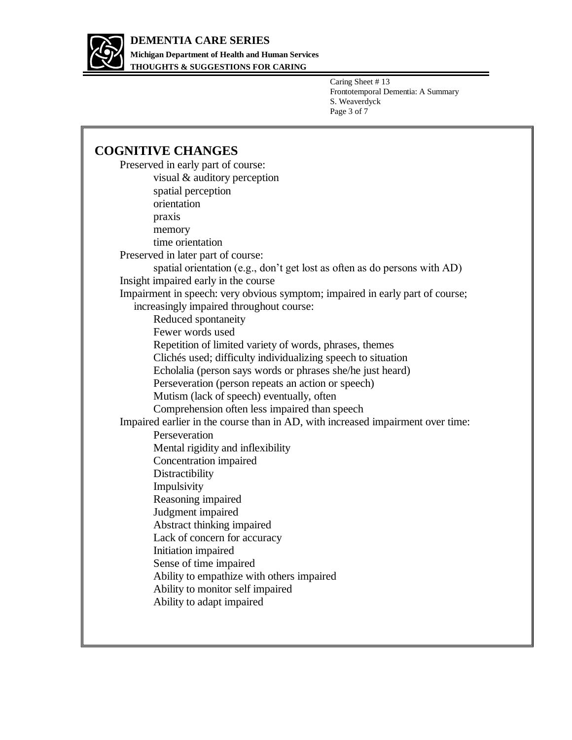## COGNITIVE CHANGES

Preserved in early part of course:

- visual & auditory perception
- spatial perception
- orientation
- praxis
- memory
- time orientation

Preserved in later part of course:

- spatial orientation (e.g., don't get lost as often as do persons with AD)

Insight impaired early in the course

Impairment in speech: very obvious symptom; impaired in early part of course; increasingly impaired throughout course:

- Reduced spontaneity
- Fewer words used
- Repetition of limited variety of words, phrases, themes
- Clichés used; difficulty individualizing speech to situation
- Echolalia (person says words or phrases she/he just heard)
- Perseveration (person repeats an action or speech)
- Mutism (lack of speech) eventually, often
- Comprehension often less impaired than speech

Impaired earlier in the course than in AD, with increased impairment over time:

- Perseveration
- Mental rigidity and inflexibility
- Concentration impaired
- Distractibility
- Impulsivity
- Reasoning impaired
- Judgment impaired
- Abstract thinking impaired
- Lack of concern for accuracy
- Initiation impaired
- Sense of time impaired
- Ability to empathize with others impaired
- Ability to monitor self impaired
- Ability to adapt impaired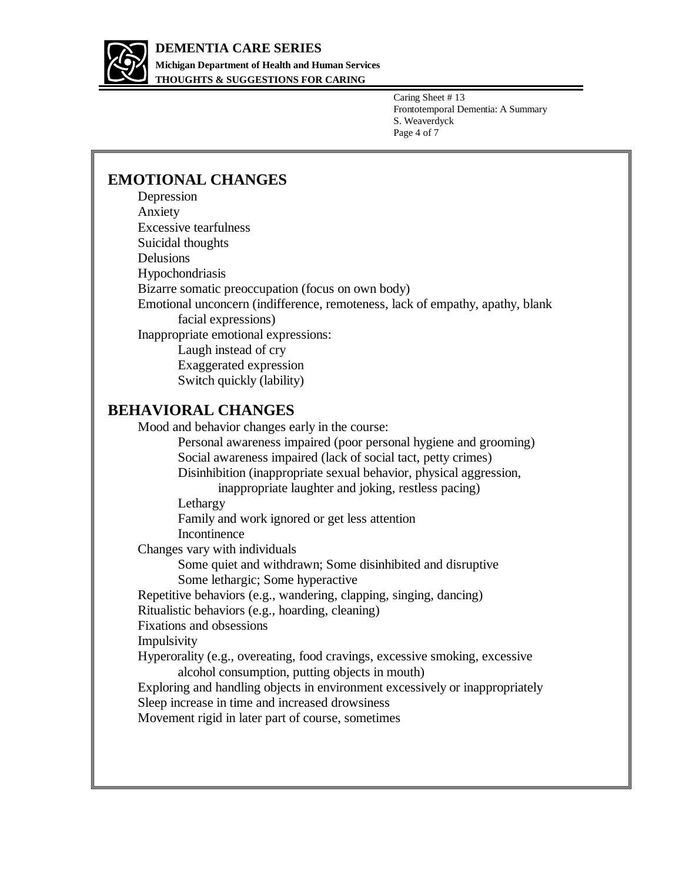## EMOTIONAL CHANGES

- Depression
- Anxiety
- Excessive tearfulness
- Suicidal thoughts
- Delusions
- Hypochondriasis
- Bizarre somatic preoccupation (focus on own body)
- Emotional unconcern (indifference, remoteness, lack of empathy, apathy, blank facial expressions)
- Inappropriate emotional expressions:
    - Laugh instead of cry
    - Exaggerated expression
    - Switch quickly (lability)

## BEHAVIORAL CHANGES

- Mood and behavior changes early in the course:
    - Personal awareness impaired (poor personal hygiene and grooming)
    - Social awareness impaired (lack of social tact, petty crimes)
    - Disinhibition (inappropriate sexual behavior, physical aggression, inappropriate laughter and joking, restless pacing)
    - Lethargy
    - Family and work ignored or get less attention
    - Incontinence
- Changes vary with individuals
    - Some quiet and withdrawn; Some disinhibited and disruptive
    - Some lethargic; Some hyperactive
- Repetitive behaviors (e.g., wandering, clapping, singing, dancing)
- Ritualistic behaviors (e.g., hoarding, cleaning)
- Fixations and obsessions
- Impulsivity
- Hyperorality (e.g., overeating, food cravings, excessive smoking, excessive alcohol consumption, putting objects in mouth)
- Exploring and handling objects in environment excessively or inappropriately
- Sleep increase in time and increased drowsiness
- Movement rigid in later part of course, sometimes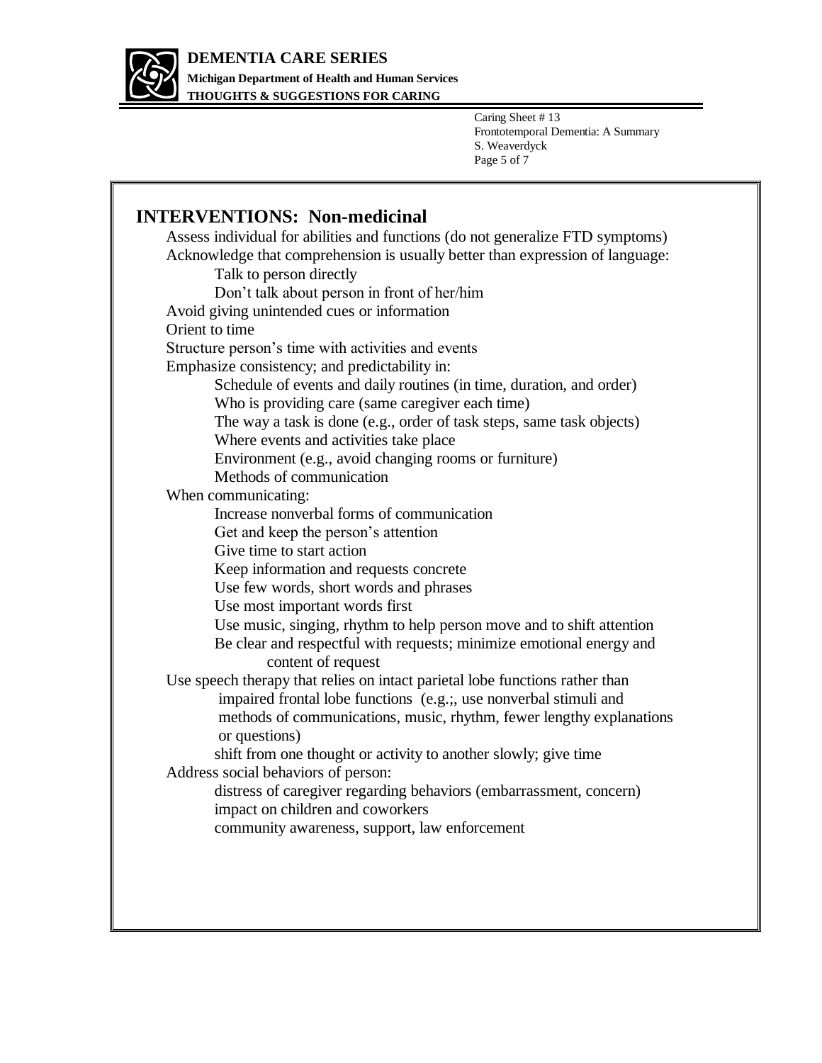## INTERVENTIONS: Non-medicinal

- Assess individual for abilities and functions (do not generalize FTD symptoms)
- Acknowledge that comprehension is usually better than expression of language:
  - Talk to person directly
  - Don't talk about person in front of her/him
- Avoid giving unintended cues or information
- Orient to time
- Structure person's time with activities and events
- Emphasize consistency; and predictability in:
  - Schedule of events and daily routines (in time, duration, and order)
  - Who is providing care (same caregiver each time)
  - The way a task is done (e.g., order of task steps, same task objects)
  - Where events and activities take place
  - Environment (e.g., avoid changing rooms or furniture)
  - Methods of communication
- When communicating:
  - Increase nonverbal forms of communication
  - Get and keep the person's attention
  - Give time to start action
  - Keep information and requests concrete
  - Use few words, short words and phrases
  - Use most important words first
  - Use music, singing, rhythm to help person move and to shift attention
  - Be clear and respectful with requests; minimize emotional energy and content of request
- Use speech therapy that relies on intact parietal lobe functions rather than impaired frontal lobe functions (e.g.;, use nonverbal stimuli and methods of communications, music, rhythm, fewer lengthy explanations or questions)
  - shift from one thought or activity to another slowly; give time
- Address social behaviors of person:
  - distress of caregiver regarding behaviors (embarrassment, concern)
  - impact on children and coworkers
  - community awareness, support, law enforcement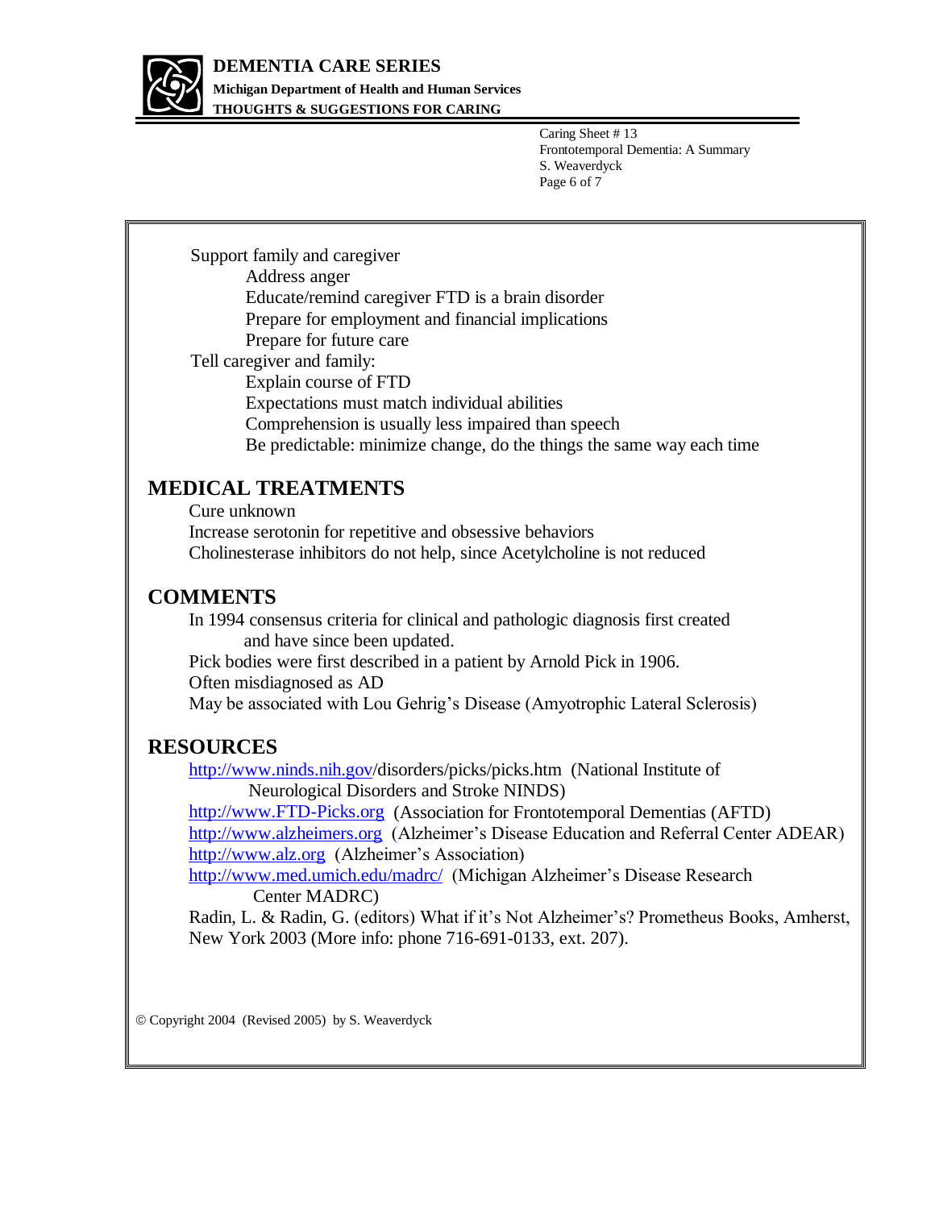Support family and caregiver
- Address anger
- Educate/remind caregiver FTD is a brain disorder
- Prepare for employment and financial implications
- Prepare for future care

Tell caregiver and family:
- Explain course of FTD
- Expectations must match individual abilities
- Comprehension is usually less impaired than speech
- Be predictable: minimize change, do the things the same way each time

## MEDICAL TREATMENTS

Cure unknown

Increase serotonin for repetitive and obsessive behaviors

Cholinesterase inhibitors do not help, since Acetylcholine is not reduced

## COMMENTS

In 1994 consensus criteria for clinical and pathologic diagnosis first created and have since been updated.

Pick bodies were first described in a patient by Arnold Pick in 1906.

Often misdiagnosed as AD

May be associated with Lou Gehrig's Disease (Amyotrophic Lateral Sclerosis)

## RESOURCES

http://www.ninds.nih.gov/disorders/picks/picks.htm (National Institute of Neurological Disorders and Stroke NINDS)

http://www.FTD-Picks.org (Association for Frontotemporal Dementias (AFTD)

http://www.alzheimers.org (Alzheimer's Disease Education and Referral Center ADEAR)

http://www.alz.org (Alzheimer's Association)

http://www.med.umich.edu/madrc/ (Michigan Alzheimer's Disease Research Center MADRC)

Radin, L. & Radin, G. (editors) What if it's Not Alzheimer's? Prometheus Books, Amherst, New York 2003 (More info: phone 716-691-0133, ext. 207).

© Copyright 2004 (Revised 2005) by S. Weaverdyck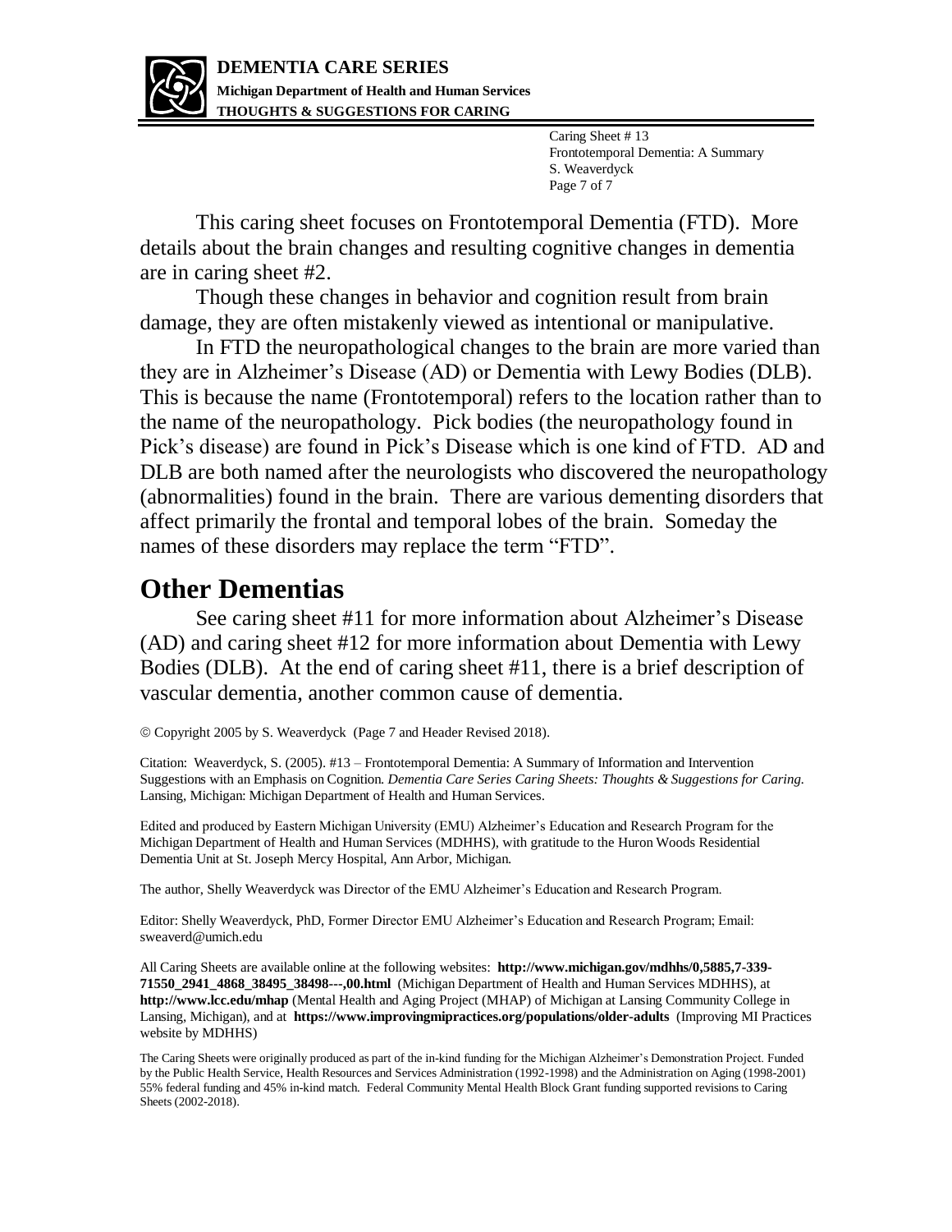This caring sheet focuses on Frontotemporal Dementia (FTD). More details about the brain changes and resulting cognitive changes in dementia are in caring sheet #2.

Though these changes in behavior and cognition result from brain damage, they are often mistakenly viewed as intentional or manipulative.

In FTD the neuropathological changes to the brain are more varied than they are in Alzheimer's Disease (AD) or Dementia with Lewy Bodies (DLB). This is because the name (Frontotemporal) refers to the location rather than to the name of the neuropathology. Pick bodies (the neuropathology found in Pick's disease) are found in Pick's Disease which is one kind of FTD. AD and DLB are both named after the neurologists who discovered the neuropathology (abnormalities) found in the brain. There are various dementing disorders that affect primarily the frontal and temporal lobes of the brain. Someday the names of these disorders may replace the term "FTD".

## Other Dementias

See caring sheet #11 for more information about Alzheimer's Disease (AD) and caring sheet #12 for more information about Dementia with Lewy Bodies (DLB). At the end of caring sheet #11, there is a brief description of vascular dementia, another common cause of dementia.

© Copyright 2005 by S. Weaverdyck (Page 7 and Header Revised 2018).

Citation: Weaverdyck, S. (2005). #13 – Frontotemporal Dementia: A Summary of Information and Intervention Suggestions with an Emphasis on Cognition. *Dementia Care Series Caring Sheets: Thoughts & Suggestions for Caring.* Lansing, Michigan: Michigan Department of Health and Human Services.

Edited and produced by Eastern Michigan University (EMU) Alzheimer's Education and Research Program for the Michigan Department of Health and Human Services (MDHHS), with gratitude to the Huron Woods Residential Dementia Unit at St. Joseph Mercy Hospital, Ann Arbor, Michigan.

The author, Shelly Weaverdyck was Director of the EMU Alzheimer's Education and Research Program.

Editor: Shelly Weaverdyck, PhD, Former Director EMU Alzheimer's Education and Research Program; Email: sweaverd@umich.edu

All Caring Sheets are available online at the following websites: **http://www.michigan.gov/mdhhs/0,5885,7-339-71550_2941_4868_38495_38498---,00.html** (Michigan Department of Health and Human Services MDHHS), at **http://www.lcc.edu/mhap** (Mental Health and Aging Project (MHAP) of Michigan at Lansing Community College in Lansing, Michigan), and at **https://www.improvingmipractices.org/populations/older-adults** (Improving MI Practices website by MDHHS)

The Caring Sheets were originally produced as part of the in-kind funding for the Michigan Alzheimer's Demonstration Project. Funded by the Public Health Service, Health Resources and Services Administration (1992-1998) and the Administration on Aging (1998-2001) 55% federal funding and 45% in-kind match. Federal Community Mental Health Block Grant funding supported revisions to Caring Sheets (2002-2018).